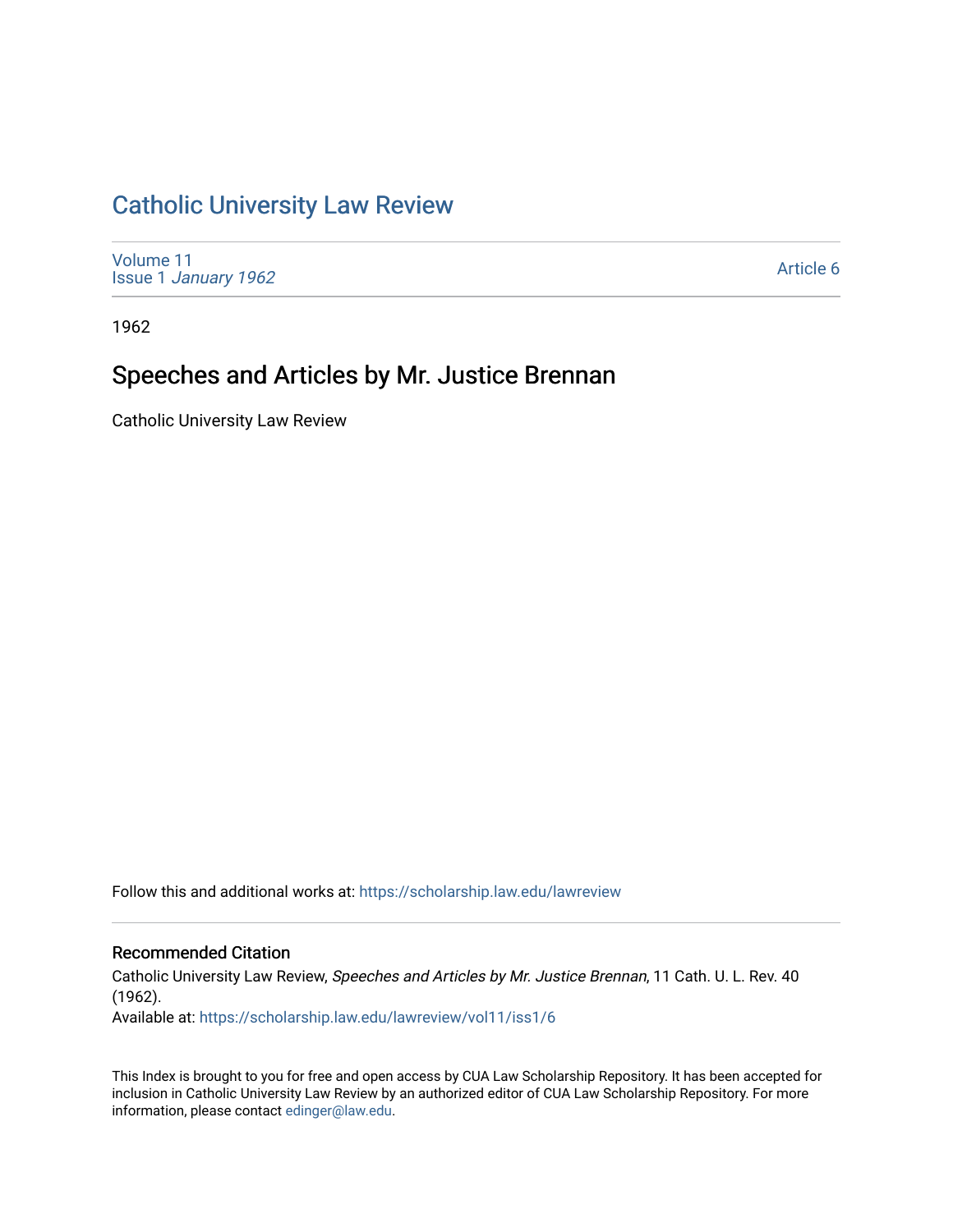# Catholic University Law Review

Volume 11
Issue 1 *January 1962*

Article 6

1962

## Speeches and Articles by Mr. Justice Brennan

Catholic University Law Review

Follow this and additional works at: https://scholarship.law.edu/lawreview

### Recommended Citation

Catholic University Law Review, *Speeches and Articles by Mr. Justice Brennan*, 11 Cath. U. L. Rev. 40 (1962).
Available at: https://scholarship.law.edu/lawreview/vol11/iss1/6

This Index is brought to you for free and open access by CUA Law Scholarship Repository. It has been accepted for inclusion in Catholic University Law Review by an authorized editor of CUA Law Scholarship Repository. For more information, please contact edinger@law.edu.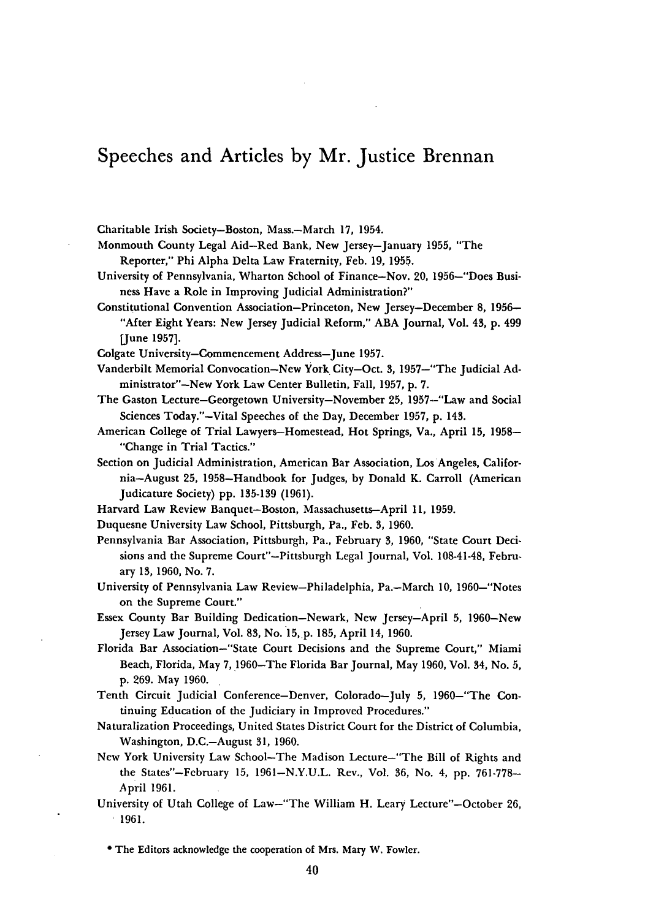# Speeches and Articles by Mr. Justice Brennan

Charitable Irish Society—Boston, Mass.—March 17, 1954.

Monmouth County Legal Aid—Red Bank, New Jersey—January 1955, "The Reporter," Phi Alpha Delta Law Fraternity, Feb. 19, 1955.

University of Pennsylvania, Wharton School of Finance—Nov. 20, 1956—"Does Business Have a Role in Improving Judicial Administration?"

Constitutional Convention Association—Princeton, New Jersey—December 8, 1956—"After Eight Years: New Jersey Judicial Reform," ABA Journal, Vol. 43, p. 499 [June 1957].

Colgate University—Commencement Address—June 1957.

Vanderbilt Memorial Convocation—New York City—Oct. 3, 1957—"The Judicial Administrator"—New York Law Center Bulletin, Fall, 1957, p. 7.

The Gaston Lecture—Georgetown University—November 25, 1957—"Law and Social Sciences Today."—Vital Speeches of the Day, December 1957, p. 143.

American College of Trial Lawyers—Homestead, Hot Springs, Va., April 15, 1958—"Change in Trial Tactics."

Section on Judicial Administration, American Bar Association, Los Angeles, California—August 25, 1958—Handbook for Judges, by Donald K. Carroll (American Judicature Society) pp. 135-139 (1961).

Harvard Law Review Banquet—Boston, Massachusetts—April 11, 1959.

Duquesne University Law School, Pittsburgh, Pa., Feb. 3, 1960.

Pennsylvania Bar Association, Pittsburgh, Pa., February 3, 1960, "State Court Decisions and the Supreme Court"—Pittsburgh Legal Journal, Vol. 108-41-48, February 13, 1960, No. 7.

University of Pennsylvania Law Review—Philadelphia, Pa.—March 10, 1960—"Notes on the Supreme Court."

Essex County Bar Building Dedication—Newark, New Jersey—April 5, 1960—New Jersey Law Journal, Vol. 83, No. 15, p. 185, April 14, 1960.

Florida Bar Association—"State Court Decisions and the Supreme Court," Miami Beach, Florida, May 7, 1960—The Florida Bar Journal, May 1960, Vol. 34, No. 5, p. 269. May 1960.

Tenth Circuit Judicial Conference—Denver, Colorado—July 5, 1960—"The Continuing Education of the Judiciary in Improved Procedures."

Naturalization Proceedings, United States District Court for the District of Columbia, Washington, D.C.—August 31, 1960.

New York University Law School—The Madison Lecture—"The Bill of Rights and the States"—February 15, 1961—N.Y.U.L. Rev., Vol. 36, No. 4, pp. 761-778—April 1961.

University of Utah College of Law—"The William H. Leary Lecture"—October 26, 1961.

* The Editors acknowledge the cooperation of Mrs. Mary W. Fowler.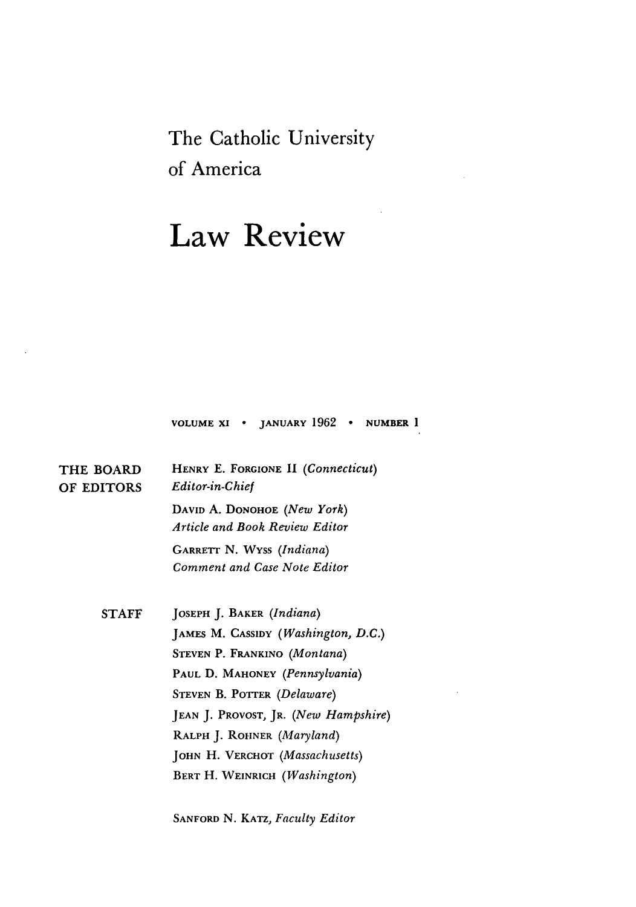# The Catholic University of America

# Law Review

VOLUME XI • JANUARY 1962 • NUMBER 1

**THE BOARD OF EDITORS**

HENRY E. FORGIONE II (*Connecticut*)
*Editor-in-Chief*

DAVID A. DONOHOE (*New York*)
*Article and Book Review Editor*

GARRETT N. WYSS (*Indiana*)
*Comment and Case Note Editor*

**STAFF**

JOSEPH J. BAKER (*Indiana*)
JAMES M. CASSIDY (*Washington, D.C.*)
STEVEN P. FRANKINO (*Montana*)
PAUL D. MAHONEY (*Pennsylvania*)
STEVEN B. POTTER (*Delaware*)
JEAN J. PROVOST, JR. (*New Hampshire*)
RALPH J. ROHNER (*Maryland*)
JOHN H. VERCHOT (*Massachusetts*)
BERT H. WEINRICH (*Washington*)

SANFORD N. KATZ, *Faculty Editor*